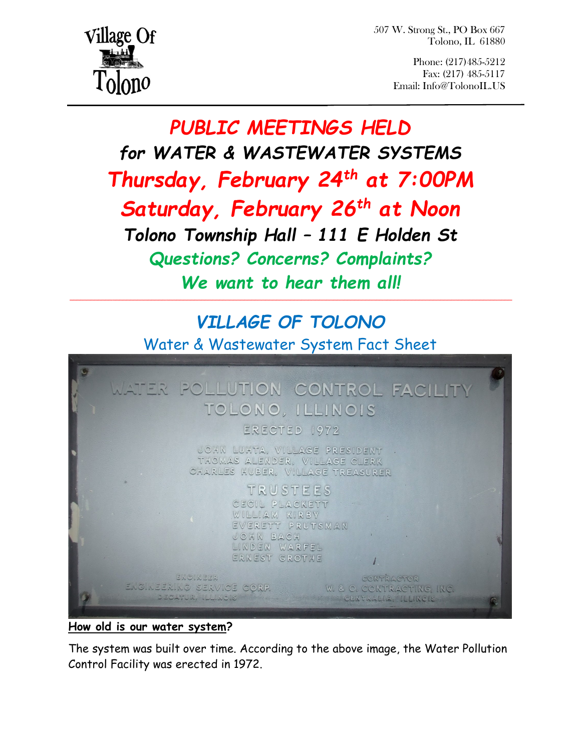Village Of Tolono

507 W. Strong St., PO Box 667
Tolono, IL 61880

Phone: (217)485-5212
Fax: (217) 485-5117
Email: Info@TolonoIL.US

# PUBLIC MEETINGS HELD

## for WATER & WASTEWATER SYSTEMS

## Thursday, February 24th at 7:00PM

## Saturday, February 26th at Noon

### Tolono Township Hall – 111 E Holden St

*Questions? Concerns? Complaints?*

*We want to hear them all!*

---

# VILLAGE OF TOLONO

## Water & Wastewater System Fact Sheet

WATER POLLUTION CONTROL FACILITY
TOLONO, ILLINOIS
ERECTED 1972

JOHN LUHTA, VILLAGE PRESIDENT
THOMAS ALENDER, VILLAGE CLERK
CHARLES HUBER, VILLAGE TREASURER

TRUSTEES
CECIL PLACKETT
WILLIAM KIRBY
EVERETT PRUTSMAN
JOHN BACH
LINDEN WARFEL
ERNEST GROTHE

ENGINEER
ENGINEERING SERVICE CORP.
DECATUR, ILLINOIS

CONTRACTOR
W. & O. CONTRACTING, INC.
CENTRALIA, ILLINOIS

**How old is our water system?**

The system was built over time. According to the above image, the Water Pollution Control Facility was erected in 1972.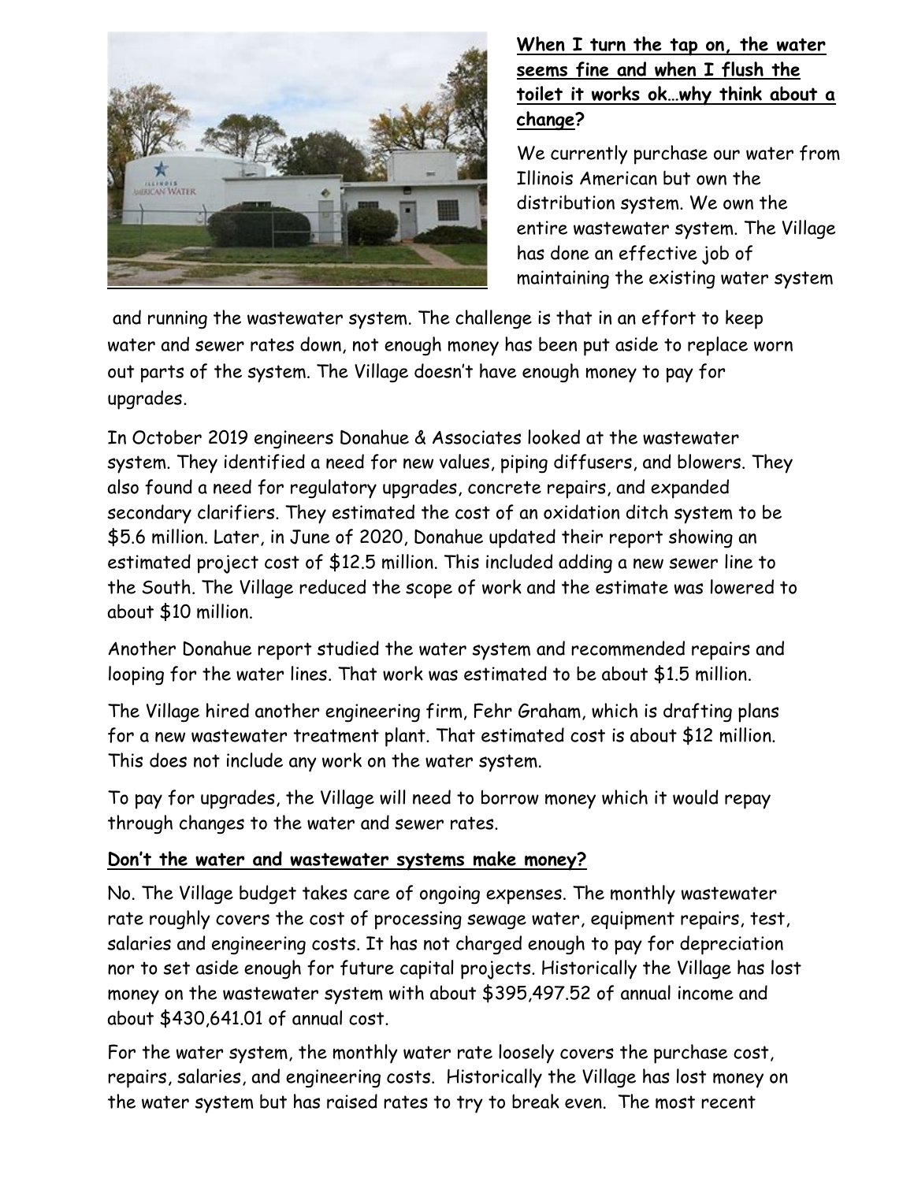**When I turn the tap on, the water seems fine and when I flush the toilet it works ok…why think about a change?**

We currently purchase our water from Illinois American but own the distribution system. We own the entire wastewater system. The Village has done an effective job of maintaining the existing water system and running the wastewater system. The challenge is that in an effort to keep water and sewer rates down, not enough money has been put aside to replace worn out parts of the system. The Village doesn't have enough money to pay for upgrades.

In October 2019 engineers Donahue & Associates looked at the wastewater system. They identified a need for new values, piping diffusers, and blowers. They also found a need for regulatory upgrades, concrete repairs, and expanded secondary clarifiers. They estimated the cost of an oxidation ditch system to be $5.6 million. Later, in June of 2020, Donahue updated their report showing an estimated project cost of $12.5 million. This included adding a new sewer line to the South. The Village reduced the scope of work and the estimate was lowered to about $10 million.

Another Donahue report studied the water system and recommended repairs and looping for the water lines. That work was estimated to be about $1.5 million.

The Village hired another engineering firm, Fehr Graham, which is drafting plans for a new wastewater treatment plant. That estimated cost is about $12 million. This does not include any work on the water system.

To pay for upgrades, the Village will need to borrow money which it would repay through changes to the water and sewer rates.

**Don't the water and wastewater systems make money?**

No. The Village budget takes care of ongoing expenses. The monthly wastewater rate roughly covers the cost of processing sewage water, equipment repairs, test, salaries and engineering costs. It has not charged enough to pay for depreciation nor to set aside enough for future capital projects. Historically the Village has lost money on the wastewater system with about $395,497.52 of annual income and about $430,641.01 of annual cost.

For the water system, the monthly water rate loosely covers the purchase cost, repairs, salaries, and engineering costs. Historically the Village has lost money on the water system but has raised rates to try to break even. The most recent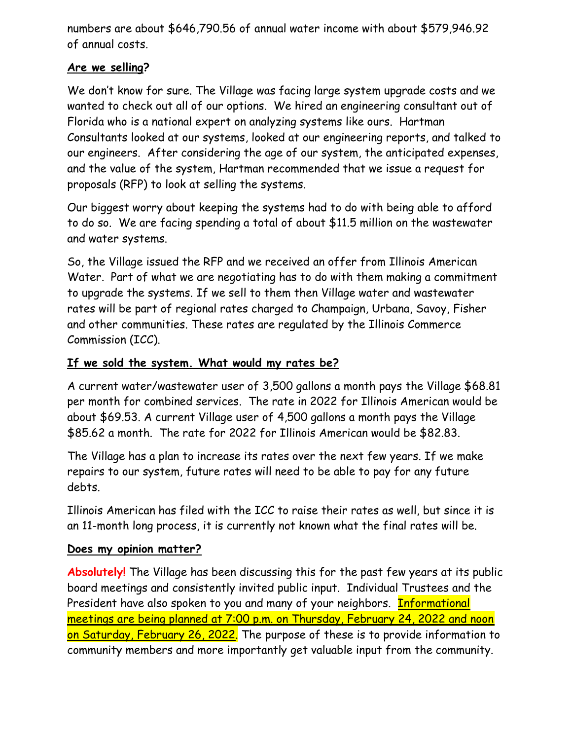numbers are about $646,790.56 of annual water income with about $579,946.92 of annual costs.

## **Are we selling?**

We don't know for sure. The Village was facing large system upgrade costs and we wanted to check out all of our options. We hired an engineering consultant out of Florida who is a national expert on analyzing systems like ours. Hartman Consultants looked at our systems, looked at our engineering reports, and talked to our engineers. After considering the age of our system, the anticipated expenses, and the value of the system, Hartman recommended that we issue a request for proposals (RFP) to look at selling the systems.

Our biggest worry about keeping the systems had to do with being able to afford to do so. We are facing spending a total of about $11.5 million on the wastewater and water systems.

So, the Village issued the RFP and we received an offer from Illinois American Water. Part of what we are negotiating has to do with them making a commitment to upgrade the systems. If we sell to them then Village water and wastewater rates will be part of regional rates charged to Champaign, Urbana, Savoy, Fisher and other communities. These rates are regulated by the Illinois Commerce Commission (ICC).

## **If we sold the system. What would my rates be?**

A current water/wastewater user of 3,500 gallons a month pays the Village $68.81 per month for combined services. The rate in 2022 for Illinois American would be about $69.53. A current Village user of 4,500 gallons a month pays the Village $85.62 a month. The rate for 2022 for Illinois American would be $82.83.

The Village has a plan to increase its rates over the next few years. If we make repairs to our system, future rates will need to be able to pay for any future debts.

Illinois American has filed with the ICC to raise their rates as well, but since it is an 11-month long process, it is currently not known what the final rates will be.

## **Does my opinion matter?**

**Absolutely!** The Village has been discussing this for the past few years at its public board meetings and consistently invited public input. Individual Trustees and the President have also spoken to you and many of your neighbors. Informational meetings are being planned at 7:00 p.m. on Thursday, February 24, 2022 and noon on Saturday, February 26, 2022. The purpose of these is to provide information to community members and more importantly get valuable input from the community.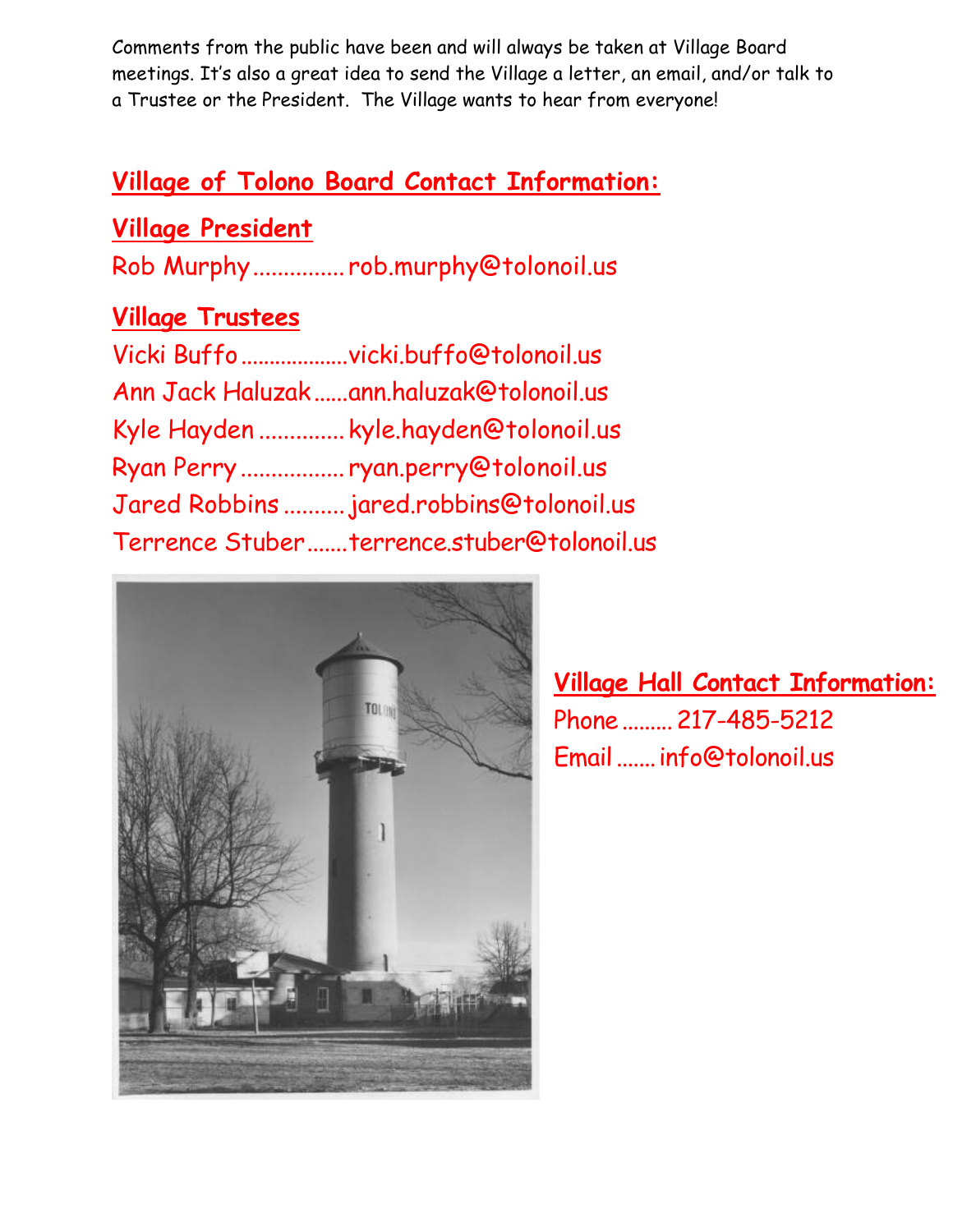Comments from the public have been and will always be taken at Village Board meetings. It's also a great idea to send the Village a letter, an email, and/or talk to a Trustee or the President. The Village wants to hear from everyone!

## Village of Tolono Board Contact Information:

### Village President

Rob Murphy............... rob.murphy@tolonoil.us

### Village Trustees

Vicki Buffo..................vicki.buffo@tolonoil.us
Ann Jack Haluzak......ann.haluzak@tolonoil.us
Kyle Hayden .............. kyle.hayden@tolonoil.us
Ryan Perry ................. ryan.perry@tolonoil.us
Jared Robbins .......... jared.robbins@tolonoil.us
Terrence Stuber.......terrence.stuber@tolonoil.us

### Village Hall Contact Information:

Phone......... 217-485-5212
Email....... info@tolonoil.us